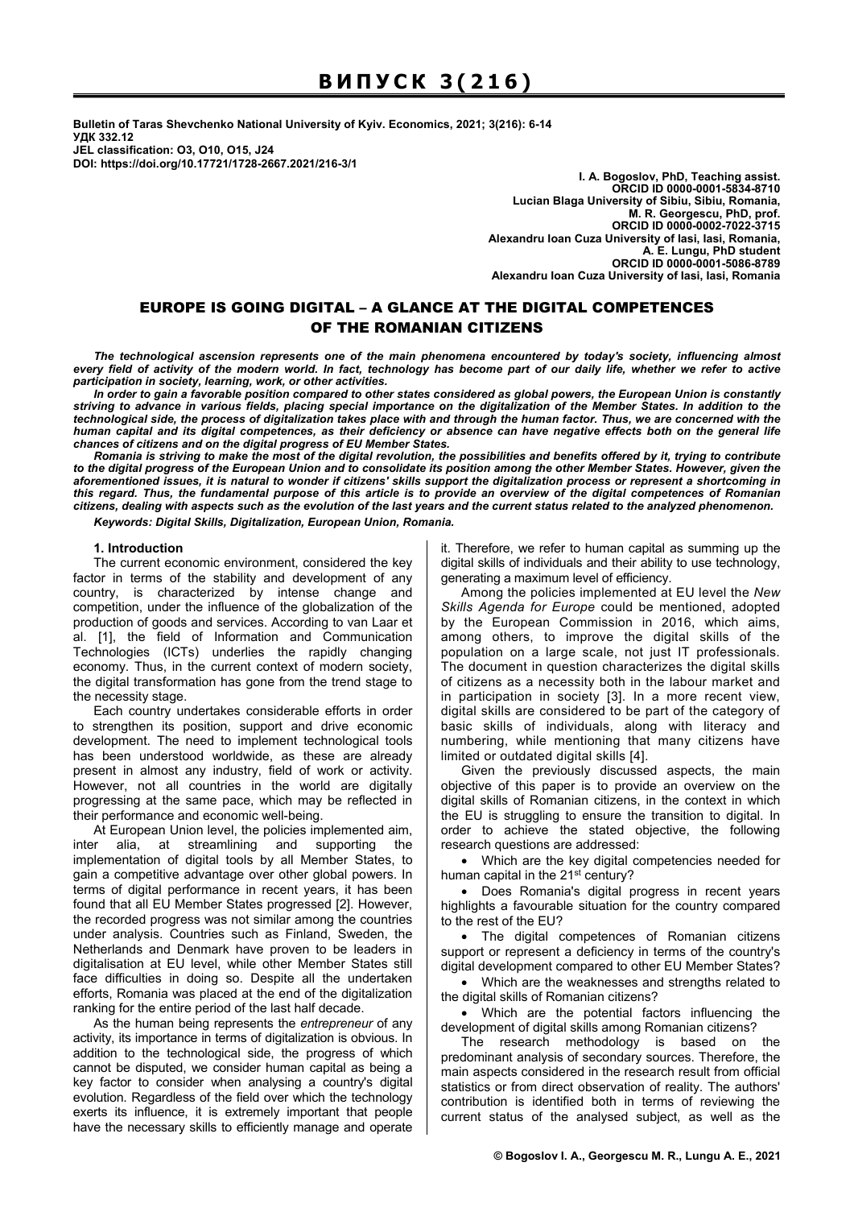Bulletin of Taras Shevchenko National University of Kyiv. Economics, 2021; 3(216): 6-14
УДК 332.12
JEL classification: O3, O10, O15, J24
DOI: https://doi.org/10.17721/1728-2667.2021/216-3/1

**I. A. Bogoslov, PhD, Teaching assist.**
**ORCID ID 0000-0001-5834-8710**
**Lucian Blaga University of Sibiu, Sibiu, Romania,**
**M. R. Georgescu, PhD, prof.**
**ORCID ID 0000-0002-7022-3715**
**Alexandru Ioan Cuza University of Iasi, Iasi, Romania,**
**A. E. Lungu, PhD student**
**ORCID ID 0000-0001-5086-8789**
**Alexandru Ioan Cuza University of Iasi, Iasi, Romania**

# EUROPE IS GOING DIGITAL – A GLANCE AT THE DIGITAL COMPETENCES OF THE ROMANIAN CITIZENS

***The technological ascension represents one of the main phenomena encountered by today's society, influencing almost every field of activity of the modern world. In fact, technology has become part of our daily life, whether we refer to active participation in society, learning, work, or other activities.***

***In order to gain a favorable position compared to other states considered as global powers, the European Union is constantly striving to advance in various fields, placing special importance on the digitalization of the Member States. In addition to the technological side, the process of digitalization takes place with and through the human factor. Thus, we are concerned with the human capital and its digital competences, as their deficiency or absence can have negative effects both on the general life chances of citizens and on the digital progress of EU Member States.***

***Romania is striving to make the most of the digital revolution, the possibilities and benefits offered by it, trying to contribute to the digital progress of the European Union and to consolidate its position among the other Member States. However, given the aforementioned issues, it is natural to wonder if citizens' skills support the digitalization process or represent a shortcoming in this regard. Thus, the fundamental purpose of this article is to provide an overview of the digital competences of Romanian citizens, dealing with aspects such as the evolution of the last years and the current status related to the analyzed phenomenon.***

***Keywords: Digital Skills, Digitalization, European Union, Romania.***

## 1. Introduction

The current economic environment, considered the key factor in terms of the stability and development of any country, is characterized by intense change and competition, under the influence of the globalization of the production of goods and services. According to van Laar et al. [1], the field of Information and Communication Technologies (ICTs) underlies the rapidly changing economy. Thus, in the current context of modern society, the digital transformation has gone from the trend stage to the necessity stage.

Each country undertakes considerable efforts in order to strengthen its position, support and drive economic development. The need to implement technological tools has been understood worldwide, as these are already present in almost any industry, field of work or activity. However, not all countries in the world are digitally progressing at the same pace, which may be reflected in their performance and economic well-being.

At European Union level, the policies implemented aim, inter alia, at streamlining and supporting the implementation of digital tools by all Member States, to gain a competitive advantage over other global powers. In terms of digital performance in recent years, it has been found that all EU Member States progressed [2]. However, the recorded progress was not similar among the countries under analysis. Countries such as Finland, Sweden, the Netherlands and Denmark have proven to be leaders in digitalisation at EU level, while other Member States still face difficulties in doing so. Despite all the undertaken efforts, Romania was placed at the end of the digitalization ranking for the entire period of the last half decade.

As the human being represents the *entrepreneur* of any activity, its importance in terms of digitalization is obvious. In addition to the technological side, the progress of which cannot be disputed, we consider human capital as being a key factor to consider when analysing a country's digital evolution. Regardless of the field over which the technology exerts its influence, it is extremely important that people have the necessary skills to efficiently manage and operate it. Therefore, we refer to human capital as summing up the digital skills of individuals and their ability to use technology, generating a maximum level of efficiency.

Among the policies implemented at EU level the *New Skills Agenda for Europe* could be mentioned, adopted by the European Commission in 2016, which aims, among others, to improve the digital skills of the population on a large scale, not just IT professionals. The document in question characterizes the digital skills of citizens as a necessity both in the labour market and in participation in society [3]. In a more recent view, digital skills are considered to be part of the category of basic skills of individuals, along with literacy and numbering, while mentioning that many citizens have limited or outdated digital skills [4].

Given the previously discussed aspects, the main objective of this paper is to provide an overview on the digital skills of Romanian citizens, in the context in which the EU is struggling to ensure the transition to digital. In order to achieve the stated objective, the following research questions are addressed:

- Which are the key digital competencies needed for human capital in the 21st century?
- Does Romania's digital progress in recent years highlights a favourable situation for the country compared to the rest of the EU?
- The digital competences of Romanian citizens support or represent a deficiency in terms of the country's digital development compared to other EU Member States?
- Which are the weaknesses and strengths related to the digital skills of Romanian citizens?
- Which are the potential factors influencing the development of digital skills among Romanian citizens?

The research methodology is based on the predominant analysis of secondary sources. Therefore, the main aspects considered in the research result from official statistics or from direct observation of reality. The authors' contribution is identified both in terms of reviewing the current status of the analysed subject, as well as the

© Bogoslov I. A., Georgescu M. R., Lungu A. E., 2021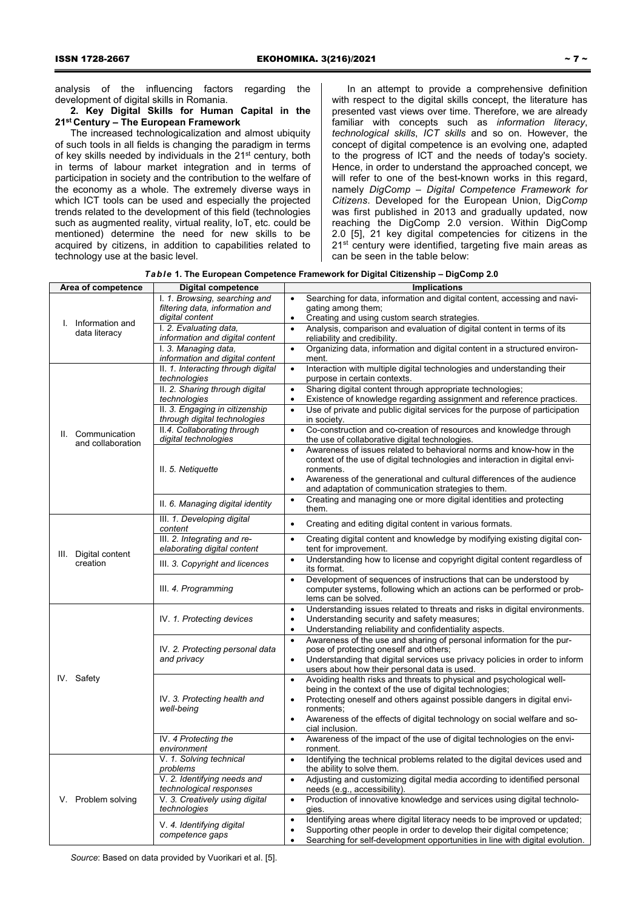analysis of the influencing factors regarding the development of digital skills in Romania.

**2. Key Digital Skills for Human Capital in the 21st Century – The European Framework**

The increased technologicalization and almost ubiquity of such tools in all fields is changing the paradigm in terms of key skills needed by individuals in the 21st century, both in terms of labour market integration and in terms of participation in society and the contribution to the welfare of the economy as a whole. The extremely diverse ways in which ICT tools can be used and especially the projected trends related to the development of this field (technologies such as augmented reality, virtual reality, IoT, etc. could be mentioned) determine the need for new skills to be acquired by citizens, in addition to capabilities related to technology use at the basic level.

In an attempt to provide a comprehensive definition with respect to the digital skills concept, the literature has presented vast views over time. Therefore, we are already familiar with concepts such as *information literacy*, *technological skills*, *ICT skills* and so on. However, the concept of digital competence is an evolving one, adapted to the progress of ICT and the needs of today's society. Hence, in order to understand the approached concept, we will refer to one of the best-known works in this regard, namely *DigComp – Digital Competence Framework for Citizens*. Developed for the European Union, Dig*Comp* was first published in 2013 and gradually updated, now reaching the DigComp 2.0 version. Within DigComp 2.0 [5], 21 key digital competencies for citizens in the 21st century were identified, targeting five main areas as can be seen in the table below:

***Table* 1. The European Competence Framework for Digital Citizenship – DigComp 2.0**

| Area of competence | Digital competence | Implications |
|---|---|---|
| I. Information and data literacy | I. *1. Browsing, searching and filtering data, information and digital content* | • Searching for data, information and digital content, accessing and navigating among them; • Creating and using custom search strategies. |
| | I. *2. Evaluating data, information and digital content* | • Analysis, comparison and evaluation of digital content in terms of its reliability and credibility. |
| | I. *3. Managing data, information and digital content* | • Organizing data, information and digital content in a structured environment. |
| II. Communication and collaboration | II. *1. Interacting through digital technologies* | • Interaction with multiple digital technologies and understanding their purpose in certain contexts. |
| | II. *2. Sharing through digital technologies* | • Sharing digital content through appropriate technologies; • Existence of knowledge regarding assignment and reference practices. |
| | II. *3. Engaging in citizenship through digital technologies* | • Use of private and public digital services for the purpose of participation in society. |
| | II.*4. Collaborating through digital technologies* | • Co-construction and co-creation of resources and knowledge through the use of collaborative digital technologies. |
| | II. *5. Netiquette* | • Awareness of issues related to behavioral norms and know-how in the context of the use of digital technologies and interaction in digital environments. • Awareness of the generational and cultural differences of the audience and adaptation of communication strategies to them. |
| | II. *6. Managing digital identity* | • Creating and managing one or more digital identities and protecting them. |
| III. Digital content creation | III. *1. Developing digital content* | • Creating and editing digital content in various formats. |
| | III. *2. Integrating and re-elaborating digital content* | • Creating digital content and knowledge by modifying existing digital content for improvement. |
| | III. *3. Copyright and licences* | • Understanding how to license and copyright digital content regardless of its format. |
| | III. *4. Programming* | • Development of sequences of instructions that can be understood by computer systems, following which an actions can be performed or problems can be solved. |
| IV. Safety | IV. *1. Protecting devices* | • Understanding issues related to threats and risks in digital environments. • Understanding security and safety measures; • Understanding reliability and confidentiality aspects. |
| | IV. *2. Protecting personal data and privacy* | • Awareness of the use and sharing of personal information for the purpose of protecting oneself and others; • Understanding that digital services use privacy policies in order to inform users about how their personal data is used. |
| | IV. *3. Protecting health and well-being* | • Avoiding health risks and threats to physical and psychological well-being in the context of the use of digital technologies; • Protecting oneself and others against possible dangers in digital environments; • Awareness of the effects of digital technology on social welfare and social inclusion. |
| | IV. *4 Protecting the environment* | • Awareness of the impact of the use of digital technologies on the environment. |
| V. Problem solving | V. *1. Solving technical problems* | • Identifying the technical problems related to the digital devices used and the ability to solve them. |
| | V. *2. Identifying needs and technological responses* | • Adjusting and customizing digital media according to identified personal needs (e.g., accessibility). |
| | V. *3. Creatively using digital technologies* | • Production of innovative knowledge and services using digital technologies. |
| | V. *4. Identifying digital competence gaps* | • Identifying areas where digital literacy needs to be improved or updated; • Supporting other people in order to develop their digital competence; • Searching for self-development opportunities in line with digital evolution. |

*Source*: Based on data provided by Vuorikari et al. [5].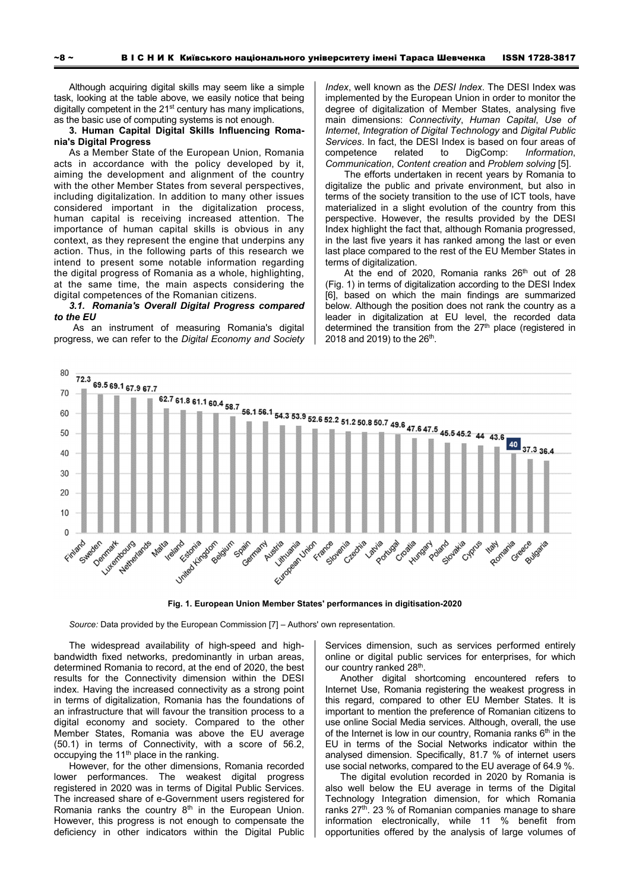Although acquiring digital skills may seem like a simple task, looking at the table above, we easily notice that being digitally competent in the 21st century has many implications, as the basic use of computing systems is not enough.

**3. Human Capital Digital Skills Influencing Romania's Digital Progress**

As a Member State of the European Union, Romania acts in accordance with the policy developed by it, aiming the development and alignment of the country with the other Member States from several perspectives, including digitalization. In addition to many other issues considered important in the digitalization process, human capital is receiving increased attention. The importance of human capital skills is obvious in any context, as they represent the engine that underpins any action. Thus, in the following parts of this research we intend to present some notable information regarding the digital progress of Romania as a whole, highlighting, at the same time, the main aspects considering the digital competences of the Romanian citizens.

***3.1. Romania's Overall Digital Progress compared to the EU***

As an instrument of measuring Romania's digital progress, we can refer to the *Digital Economy and Society Index*, well known as the *DESI Index*. The DESI Index was implemented by the European Union in order to monitor the degree of digitalization of Member States, analysing five main dimensions: *Connectivity*, *Human Capital*, *Use of Internet*, *Integration of Digital Technology* and *Digital Public Services*. In fact, the DESI Index is based on four areas of competence related to DigComp: *Information*, *Communication*, *Content creation* and *Problem solving* [5].

The efforts undertaken in recent years by Romania to digitalize the public and private environment, but also in terms of the society transition to the use of ICT tools, have materialized in a slight evolution of the country from this perspective. However, the results provided by the DESI Index highlight the fact that, although Romania progressed, in the last five years it has ranked among the last or even last place compared to the rest of the EU Member States in terms of digitalization.

At the end of 2020, Romania ranks 26th out of 28 (Fig. 1) in terms of digitalization according to the DESI Index [6], based on which the main findings are summarized below. Although the position does not rank the country as a leader in digitalization at EU level, the recorded data determined the transition from the 27th place (registered in 2018 and 2019) to the 26th.

| Country | Score |
|---|---|
| Finland | 72.3 |
| Sweden | 69.5 |
| Denmark | 69.1 |
| Luxembourg | 67.9 |
| Netherlands | 67.7 |
| Malta | 62.7 |
| Ireland | 61.8 |
| Estonia | 61.1 |
| United Kingdom | 60.4 |
| Belgium | 58.7 |
| Spain | 56.1 |
| Germany | 56.1 |
| Austria | 54.3 |
| Lithuania | 53.9 |
| European Union | 52.6 |
| France | 52.2 |
| Slovenia | 51.2 |
| Czechia | 50.8 |
| Latvia | 50.7 |
| Portugal | 49.6 |
| Croatia | 47.6 |
| Hungary | 47.5 |
| Poland | 45.5 |
| Slovakia | 45.2 |
| Cyprus | 44 |
| Italy | 43.6 |
| Romania | 40 |
| Greece | 37.3 |
| Bulgaria | 36.4 |

**Fig. 1. European Union Member States' performances in digitisation-2020**

*Source:* Data provided by the European Commission [7] – Authors' own representation.

The widespread availability of high-speed and high-bandwidth fixed networks, predominantly in urban areas, determined Romania to record, at the end of 2020, the best results for the Connectivity dimension within the DESI index. Having the increased connectivity as a strong point in terms of digitalization, Romania has the foundations of an infrastructure that will favour the transition process to a digital economy and society. Compared to the other Member States, Romania was above the EU average (50.1) in terms of Connectivity, with a score of 56.2, occupying the 11th place in the ranking.

However, for the other dimensions, Romania recorded lower performances. The weakest digital progress registered in 2020 was in terms of Digital Public Services. The increased share of e-Government users registered for Romania ranks the country 8th in the European Union. However, this progress is not enough to compensate the deficiency in other indicators within the Digital Public Services dimension, such as services performed entirely online or digital public services for enterprises, for which our country ranked 28th.

Another digital shortcoming encountered refers to Internet Use, Romania registering the weakest progress in this regard, compared to other EU Member States. It is important to mention the preference of Romanian citizens to use online Social Media services. Although, overall, the use of the Internet is low in our country, Romania ranks 6th in the EU in terms of the Social Networks indicator within the analysed dimension. Specifically, 81.7 % of internet users use social networks, compared to the EU average of 64.9 %.

The digital evolution recorded in 2020 by Romania is also well below the EU average in terms of the Digital Technology Integration dimension, for which Romania ranks 27th. 23 % of Romanian companies manage to share information electronically, while 11 % benefit from opportunities offered by the analysis of large volumes of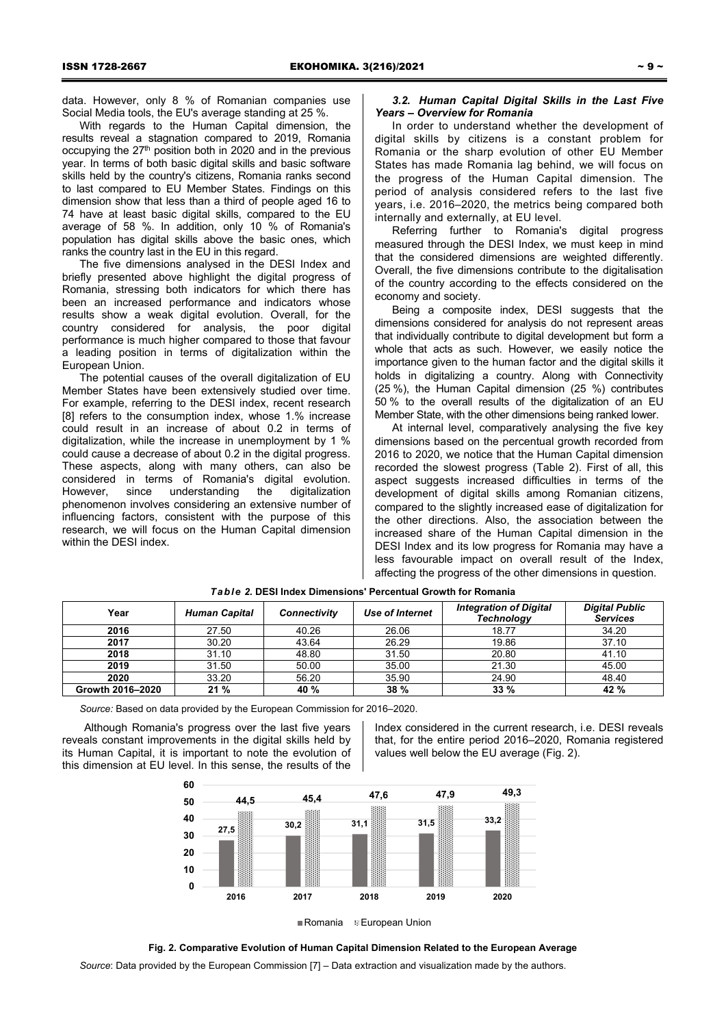data. However, only 8 % of Romanian companies use Social Media tools, the EU's average standing at 25 %.

With regards to the Human Capital dimension, the results reveal a stagnation compared to 2019, Romania occupying the 27th position both in 2020 and in the previous year. In terms of both basic digital skills and basic software skills held by the country's citizens, Romania ranks second to last compared to EU Member States. Findings on this dimension show that less than a third of people aged 16 to 74 have at least basic digital skills, compared to the EU average of 58 %. In addition, only 10 % of Romania's population has digital skills above the basic ones, which ranks the country last in the EU in this regard.

The five dimensions analysed in the DESI Index and briefly presented above highlight the digital progress of Romania, stressing both indicators for which there has been an increased performance and indicators whose results show a weak digital evolution. Overall, for the country considered for analysis, the poor digital performance is much higher compared to those that favour a leading position in terms of digitalization within the European Union.

The potential causes of the overall digitalization of EU Member States have been extensively studied over time. For example, referring to the DESI index, recent research [8] refers to the consumption index, whose 1.% increase could result in an increase of about 0.2 in terms of digitalization, while the increase in unemployment by 1 % could cause a decrease of about 0.2 in the digital progress. These aspects, along with many others, can also be considered in terms of Romania's digital evolution. However, since understanding the digitalization phenomenon involves considering an extensive number of influencing factors, consistent with the purpose of this research, we will focus on the Human Capital dimension within the DESI index.

### *3.2. Human Capital Digital Skills in the Last Five Years – Overview for Romania*

In order to understand whether the development of digital skills by citizens is a constant problem for Romania or the sharp evolution of other EU Member States has made Romania lag behind, we will focus on the progress of the Human Capital dimension. The period of analysis considered refers to the last five years, i.e. 2016–2020, the metrics being compared both internally and externally, at EU level.

Referring further to Romania's digital progress measured through the DESI Index, we must keep in mind that the considered dimensions are weighted differently. Overall, the five dimensions contribute to the digitalisation of the country according to the effects considered on the economy and society.

Being a composite index, DESI suggests that the dimensions considered for analysis do not represent areas that individually contribute to digital development but form a whole that acts as such. However, we easily notice the importance given to the human factor and the digital skills it holds in digitalizing a country. Along with Connectivity (25 %), the Human Capital dimension (25 %) contributes 50 % to the overall results of the digitalization of an EU Member State, with the other dimensions being ranked lower.

At internal level, comparatively analysing the five key dimensions based on the percentual growth recorded from 2016 to 2020, we notice that the Human Capital dimension recorded the slowest progress (Table 2). First of all, this aspect suggests increased difficulties in terms of the development of digital skills among Romanian citizens, compared to the slightly increased ease of digitalization for the other directions. Also, the association between the increased share of the Human Capital dimension in the DESI Index and its low progress for Romania may have a less favourable impact on overall result of the Index, affecting the progress of the other dimensions in question.

***Table 2.* DESI Index Dimensions' Percentual Growth for Romania**

| Year | *Human Capital* | *Connectivity* | *Use of Internet* | *Integration of Digital Technology* | *Digital Public Services* |
|---|---|---|---|---|---|
| **2016** | 27.50 | 40.26 | 26.06 | 18.77 | 34.20 |
| **2017** | 30.20 | 43.64 | 26.29 | 19.86 | 37.10 |
| **2018** | 31.10 | 48.80 | 31.50 | 20.80 | 41.10 |
| **2019** | 31.50 | 50.00 | 35.00 | 21.30 | 45.00 |
| **2020** | 33.20 | 56.20 | 35.90 | 24.90 | 48.40 |
| **Growth 2016–2020** | **21 %** | **40 %** | **38 %** | **33 %** | **42 %** |

*Source:* Based on data provided by the European Commission for 2016–2020.

Although Romania's progress over the last five years reveals constant improvements in the digital skills held by its Human Capital, it is important to note the evolution of this dimension at EU level. In this sense, the results of the Index considered in the current research, i.e. DESI reveals that, for the entire period 2016–2020, Romania registered values well below the EU average (Fig. 2).

| Year | Romania | European Union |
|---|---|---|
| 2016 | 27,5 | 44,5 |
| 2017 | 30,2 | 45,4 |
| 2018 | 31,1 | 47,6 |
| 2019 | 31,5 | 47,9 |
| 2020 | 33,2 | 49,3 |

**Fig. 2. Comparative Evolution of Human Capital Dimension Related to the European Average**

*Source*: Data provided by the European Commission [7] – Data extraction and visualization made by the authors.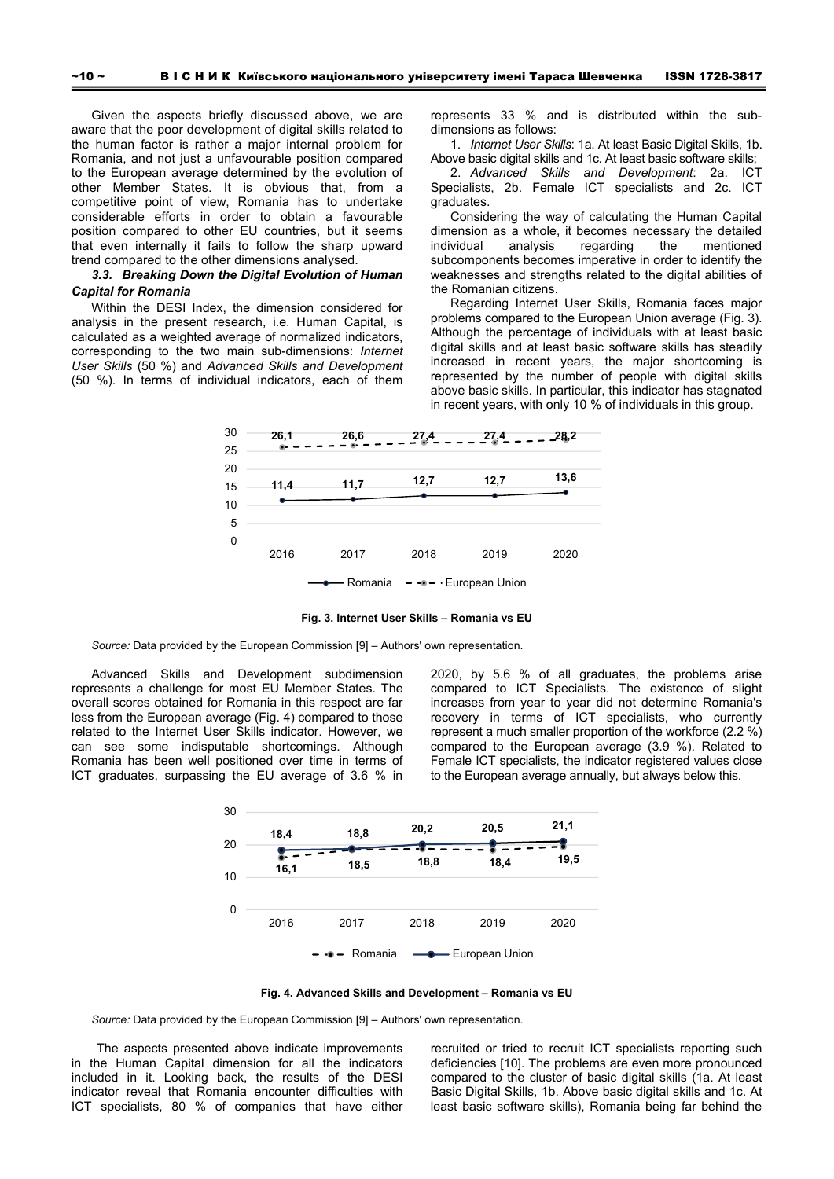Given the aspects briefly discussed above, we are aware that the poor development of digital skills related to the human factor is rather a major internal problem for Romania, and not just a unfavourable position compared to the European average determined by the evolution of other Member States. It is obvious that, from a competitive point of view, Romania has to undertake considerable efforts in order to obtain a favourable position compared to other EU countries, but it seems that even internally it fails to follow the sharp upward trend compared to the other dimensions analysed.

### *3.3. Breaking Down the Digital Evolution of Human Capital for Romania*

Within the DESI Index, the dimension considered for analysis in the present research, i.e. Human Capital, is calculated as a weighted average of normalized indicators, corresponding to the two main sub-dimensions: *Internet User Skills* (50 %) and *Advanced Skills and Development* (50 %). In terms of individual indicators, each of them represents 33 % and is distributed within the sub-dimensions as follows:

1. *Internet User Skills*: 1a. At least Basic Digital Skills, 1b. Above basic digital skills and 1c. At least basic software skills;
2. *Advanced Skills and Development*: 2a. ICT Specialists, 2b. Female ICT specialists and 2c. ICT graduates.

Considering the way of calculating the Human Capital dimension as a whole, it becomes necessary the detailed individual analysis regarding the mentioned subcomponents becomes imperative in order to identify the weaknesses and strengths related to the digital abilities of the Romanian citizens.

Regarding Internet User Skills, Romania faces major problems compared to the European Union average (Fig. 3). Although the percentage of individuals with at least basic digital skills and at least basic software skills has steadily increased in recent years, the major shortcoming is represented by the number of people with digital skills above basic skills. In particular, this indicator has stagnated in recent years, with only 10 % of individuals in this group.

| | 2016 | 2017 | 2018 | 2019 | 2020 |
|---|---|---|---|---|---|
| Romania | 11,4 | 11,7 | 12,7 | 12,7 | 13,6 |
| European Union | 26,1 | 26,6 | 27,4 | 27,4 | 28,2 |

**Fig. 3. Internet User Skills – Romania vs EU**

*Source:* Data provided by the European Commission [9] – Authors' own representation.

Advanced Skills and Development subdimension represents a challenge for most EU Member States. The overall scores obtained for Romania in this respect are far less from the European average (Fig. 4) compared to those related to the Internet User Skills indicator. However, we can see some indisputable shortcomings. Although Romania has been well positioned over time in terms of ICT graduates, surpassing the EU average of 3.6 % in 2020, by 5.6 % of all graduates, the problems arise compared to ICT Specialists. The existence of slight increases from year to year did not determine Romania's recovery in terms of ICT specialists, who currently represent a much smaller proportion of the workforce (2.2 %) compared to the European average (3.9 %). Related to Female ICT specialists, the indicator registered values close to the European average annually, but always below this.

| | 2016 | 2017 | 2018 | 2019 | 2020 |
|---|---|---|---|---|---|
| Romania | 16,1 | 18,5 | 18,8 | 18,4 | 19,5 |
| European Union | 18,4 | 18,8 | 20,2 | 20,5 | 21,1 |

**Fig. 4. Advanced Skills and Development – Romania vs EU**

*Source:* Data provided by the European Commission [9] – Authors' own representation.

The aspects presented above indicate improvements in the Human Capital dimension for all the indicators included in it. Looking back, the results of the DESI indicator reveal that Romania encounter difficulties with ICT specialists, 80 % of companies that have either recruited or tried to recruit ICT specialists reporting such deficiencies [10]. The problems are even more pronounced compared to the cluster of basic digital skills (1a. At least Basic Digital Skills, 1b. Above basic digital skills and 1c. At least basic software skills), Romania being far behind the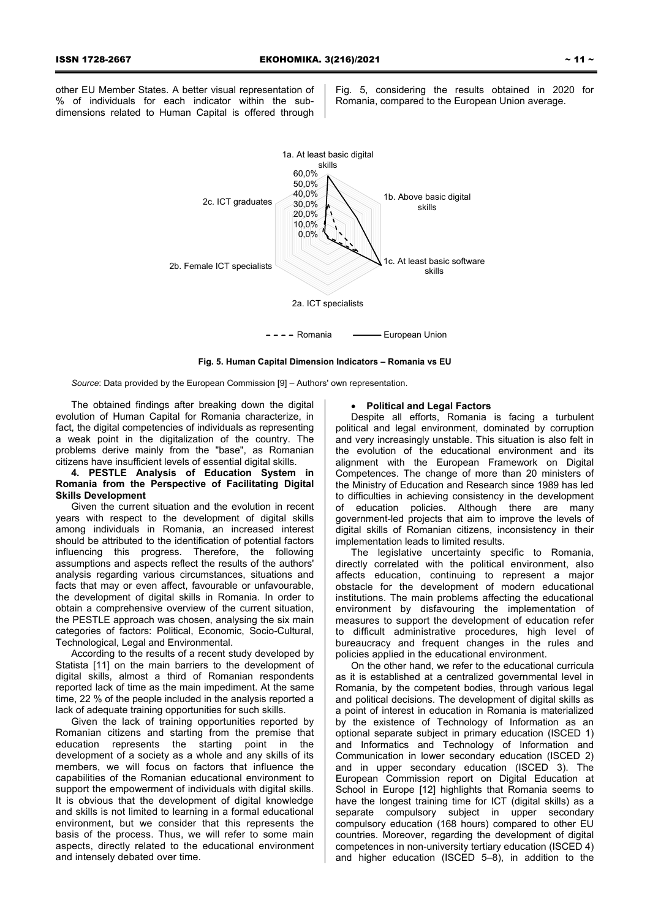other EU Member States. A better visual representation of % of individuals for each indicator within the sub-dimensions related to Human Capital is offered through Fig. 5, considering the results obtained in 2020 for Romania, compared to the European Union average.

**Fig. 5. Human Capital Dimension Indicators – Romania vs EU**

*Source*: Data provided by the European Commission [9] – Authors' own representation.

The obtained findings after breaking down the digital evolution of Human Capital for Romania characterize, in fact, the digital competencies of individuals as representing a weak point in the digitalization of the country. The problems derive mainly from the "base", as Romanian citizens have insufficient levels of essential digital skills.

**4. PESTLE Analysis of Education System in Romania from the Perspective of Facilitating Digital Skills Development**

Given the current situation and the evolution in recent years with respect to the development of digital skills among individuals in Romania, an increased interest should be attributed to the identification of potential factors influencing this progress. Therefore, the following assumptions and aspects reflect the results of the authors' analysis regarding various circumstances, situations and facts that may or even affect, favourable or unfavourable, the development of digital skills in Romania. In order to obtain a comprehensive overview of the current situation, the PESTLE approach was chosen, analysing the six main categories of factors: Political, Economic, Socio-Cultural, Technological, Legal and Environmental.

According to the results of a recent study developed by Statista [11] on the main barriers to the development of digital skills, almost a third of Romanian respondents reported lack of time as the main impediment. At the same time, 22 % of the people included in the analysis reported a lack of adequate training opportunities for such skills.

Given the lack of training opportunities reported by Romanian citizens and starting from the premise that education represents the starting point in the development of a society as a whole and any skills of its members, we will focus on factors that influence the capabilities of the Romanian educational environment to support the empowerment of individuals with digital skills. It is obvious that the development of digital knowledge and skills is not limited to learning in a formal educational environment, but we consider that this represents the basis of the process. Thus, we will refer to some main aspects, directly related to the educational environment and intensely debated over time.

- **Political and Legal Factors**

Despite all efforts, Romania is facing a turbulent political and legal environment, dominated by corruption and very increasingly unstable. This situation is also felt in the evolution of the educational environment and its alignment with the European Framework on Digital Competences. The change of more than 20 ministers of the Ministry of Education and Research since 1989 has led to difficulties in achieving consistency in the development of education policies. Although there are many government-led projects that aim to improve the levels of digital skills of Romanian citizens, inconsistency in their implementation leads to limited results.

The legislative uncertainty specific to Romania, directly correlated with the political environment, also affects education, continuing to represent a major obstacle for the development of modern educational institutions. The main problems affecting the educational environment by disfavouring the implementation of measures to support the development of education refer to difficult administrative procedures, high level of bureaucracy and frequent changes in the rules and policies applied in the educational environment.

On the other hand, we refer to the educational curricula as it is established at a centralized governmental level in Romania, by the competent bodies, through various legal and political decisions. The development of digital skills as a point of interest in education in Romania is materialized by the existence of Technology of Information as an optional separate subject in primary education (ISCED 1) and Informatics and Technology of Information and Communication in lower secondary education (ISCED 2) and in upper secondary education (ISCED 3). The European Commission report on Digital Education at School in Europe [12] highlights that Romania seems to have the longest training time for ICT (digital skills) as a separate compulsory subject in upper secondary compulsory education (168 hours) compared to other EU countries. Moreover, regarding the development of digital competences in non-university tertiary education (ISCED 4) and higher education (ISCED 5–8), in addition to the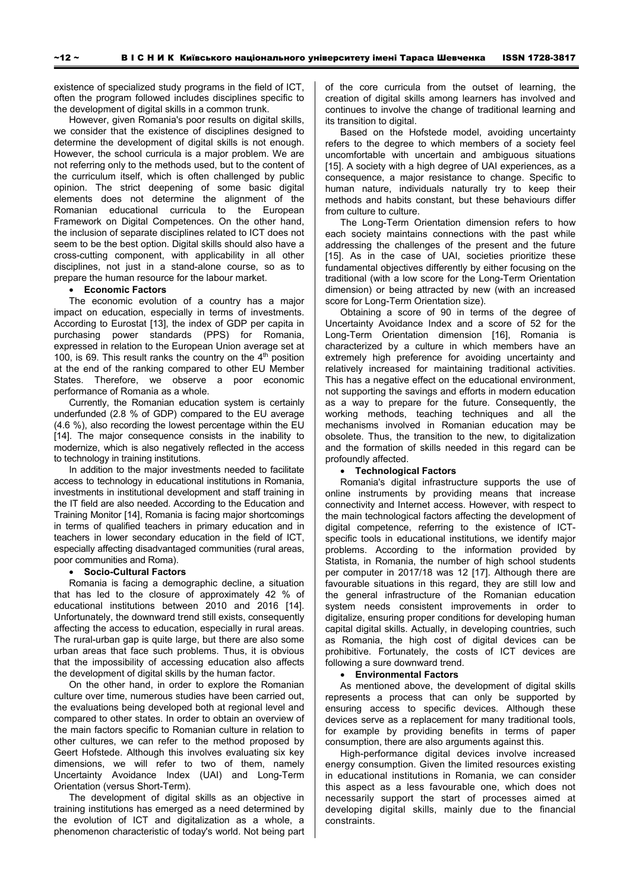existence of specialized study programs in the field of ICT, often the program followed includes disciplines specific to the development of digital skills in a common trunk.

However, given Romania's poor results on digital skills, we consider that the existence of disciplines designed to determine the development of digital skills is not enough. However, the school curricula is a major problem. We are not referring only to the methods used, but to the content of the curriculum itself, which is often challenged by public opinion. The strict deepening of some basic digital elements does not determine the alignment of the Romanian educational curricula to the European Framework on Digital Competences. On the other hand, the inclusion of separate disciplines related to ICT does not seem to be the best option. Digital skills should also have a cross-cutting component, with applicability in all other disciplines, not just in a stand-alone course, so as to prepare the human resource for the labour market.

- **Economic Factors**

The economic evolution of a country has a major impact on education, especially in terms of investments. According to Eurostat [13], the index of GDP per capita in purchasing power standards (PPS) for Romania, expressed in relation to the European Union average set at 100, is 69. This result ranks the country on the 4th position at the end of the ranking compared to other EU Member States. Therefore, we observe a poor economic performance of Romania as a whole.

Currently, the Romanian education system is certainly underfunded (2.8 % of GDP) compared to the EU average (4.6 %), also recording the lowest percentage within the EU [14]. The major consequence consists in the inability to modernize, which is also negatively reflected in the access to technology in training institutions.

In addition to the major investments needed to facilitate access to technology in educational institutions in Romania, investments in institutional development and staff training in the IT field are also needed. According to the Education and Training Monitor [14], Romania is facing major shortcomings in terms of qualified teachers in primary education and in teachers in lower secondary education in the field of ICT, especially affecting disadvantaged communities (rural areas, poor communities and Roma).

- **Socio-Cultural Factors**

Romania is facing a demographic decline, a situation that has led to the closure of approximately 42 % of educational institutions between 2010 and 2016 [14]. Unfortunately, the downward trend still exists, consequently affecting the access to education, especially in rural areas. The rural-urban gap is quite large, but there are also some urban areas that face such problems. Thus, it is obvious that the impossibility of accessing education also affects the development of digital skills by the human factor.

On the other hand, in order to explore the Romanian culture over time, numerous studies have been carried out, the evaluations being developed both at regional level and compared to other states. In order to obtain an overview of the main factors specific to Romanian culture in relation to other cultures, we can refer to the method proposed by Geert Hofstede. Although this involves evaluating six key dimensions, we will refer to two of them, namely Uncertainty Avoidance Index (UAI) and Long-Term Orientation (versus Short-Term).

The development of digital skills as an objective in training institutions has emerged as a need determined by the evolution of ICT and digitalization as a whole, a phenomenon characteristic of today's world. Not being part of the core curricula from the outset of learning, the creation of digital skills among learners has involved and continues to involve the change of traditional learning and its transition to digital.

Based on the Hofstede model, avoiding uncertainty refers to the degree to which members of a society feel uncomfortable with uncertain and ambiguous situations [15]. A society with a high degree of UAI experiences, as a consequence, a major resistance to change. Specific to human nature, individuals naturally try to keep their methods and habits constant, but these behaviours differ from culture to culture.

The Long-Term Orientation dimension refers to how each society maintains connections with the past while addressing the challenges of the present and the future [15]. As in the case of UAI, societies prioritize these fundamental objectives differently by either focusing on the traditional (with a low score for the Long-Term Orientation dimension) or being attracted by new (with an increased score for Long-Term Orientation size).

Obtaining a score of 90 in terms of the degree of Uncertainty Avoidance Index and a score of 52 for the Long-Term Orientation dimension [16], Romania is characterized by a culture in which members have an extremely high preference for avoiding uncertainty and relatively increased for maintaining traditional activities. This has a negative effect on the educational environment, not supporting the savings and efforts in modern education as a way to prepare for the future. Consequently, the working methods, teaching techniques and all the mechanisms involved in Romanian education may be obsolete. Thus, the transition to the new, to digitalization and the formation of skills needed in this regard can be profoundly affected.

- **Technological Factors**

Romania's digital infrastructure supports the use of online instruments by providing means that increase connectivity and Internet access. However, with respect to the main technological factors affecting the development of digital competence, referring to the existence of ICT-specific tools in educational institutions, we identify major problems. According to the information provided by Statista, in Romania, the number of high school students per computer in 2017/18 was 12 [17]. Although there are favourable situations in this regard, they are still low and the general infrastructure of the Romanian education system needs consistent improvements in order to digitalize, ensuring proper conditions for developing human capital digital skills. Actually, in developing countries, such as Romania, the high cost of digital devices can be prohibitive. Fortunately, the costs of ICT devices are following a sure downward trend.

- **Environmental Factors**

As mentioned above, the development of digital skills represents a process that can only be supported by ensuring access to specific devices. Although these devices serve as a replacement for many traditional tools, for example by providing benefits in terms of paper consumption, there are also arguments against this.

High-performance digital devices involve increased energy consumption. Given the limited resources existing in educational institutions in Romania, we can consider this aspect as a less favourable one, which does not necessarily support the start of processes aimed at developing digital skills, mainly due to the financial constraints.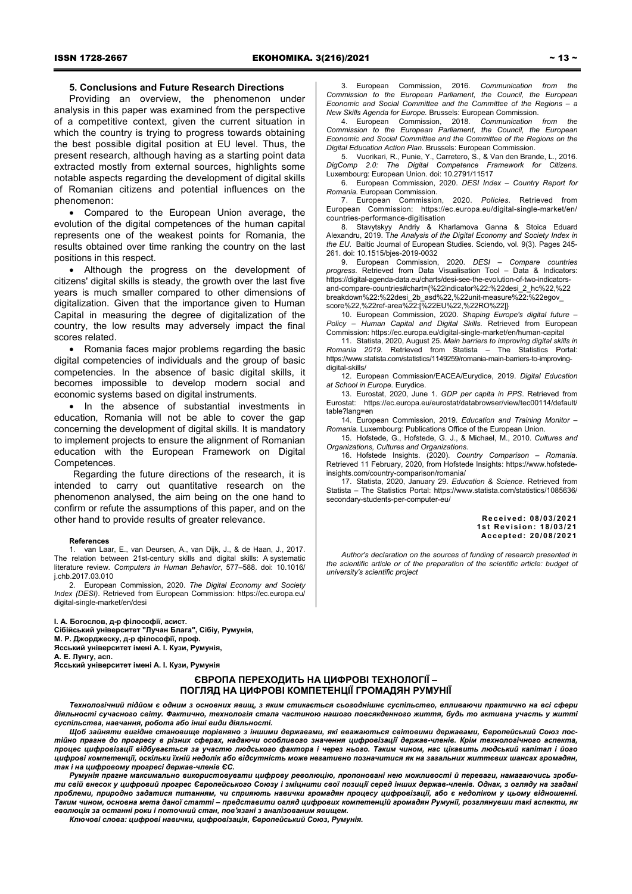## 5. Conclusions and Future Research Directions

Providing an overview, the phenomenon under analysis in this paper was examined from the perspective of a competitive context, given the current situation in which the country is trying to progress towards obtaining the best possible digital position at EU level. Thus, the present research, although having as a starting point data extracted mostly from external sources, highlights some notable aspects regarding the development of digital skills of Romanian citizens and potential influences on the phenomenon:

- Compared to the European Union average, the evolution of the digital competences of the human capital represents one of the weakest points for Romania, the results obtained over time ranking the country on the last positions in this respect.
- Although the progress on the development of citizens' digital skills is steady, the growth over the last five years is much smaller compared to other dimensions of digitalization. Given that the importance given to Human Capital in measuring the degree of digitalization of the country, the low results may adversely impact the final scores related.
- Romania faces major problems regarding the basic digital competencies of individuals and the group of basic competencies. In the absence of basic digital skills, it becomes impossible to develop modern social and economic systems based on digital instruments.
- In the absence of substantial investments in education, Romania will not be able to cover the gap concerning the development of digital skills. It is mandatory to implement projects to ensure the alignment of Romanian education with the European Framework on Digital Competences.

Regarding the future directions of the research, it is intended to carry out quantitative research on the phenomenon analysed, the aim being on the one hand to confirm or refute the assumptions of this paper, and on the other hand to provide results of greater relevance.

#### References

1. van Laar, E., van Deursen, A., van Dijk, J., & de Haan, J., 2017. The relation between 21st-century skills and digital skills: A systematic literature review. *Computers in Human Behavior*, 577–588. doi: 10.1016/j.chb.2017.03.010
2. European Commission, 2020. *The Digital Economy and Society Index (DESI)*. Retrieved from European Commission: https://ec.europa.eu/digital-single-market/en/desi
3. European Commission, 2016. *Communication from the Commission to the European Parliament, the Council, the European Economic and Social Committee and the Committee of the Regions – a New Skills Agenda for Europe.* Brussels: European Commission.
4. European Commission, 2018. *Communication from the Commission to the European Parliament, the Council, the European Economic and Social Committee and the Committee of the Regions on the Digital Education Action Plan.* Brussels: European Commission.
5. Vuorikari, R., Punie, Y., Carretero, S., & Van den Brande, L., 2016. *DigComp 2.0: The Digital Competence Framework for Citizens.* Luxembourg: European Union. doi: 10.2791/11517
6. European Commission, 2020. *DESI Index – Country Report for Romania.* European Commission.
7. European Commission, 2020. *Policies*. Retrieved from European Commission: https://ec.europa.eu/digital-single-market/en/countries-performance-digitisation
8. Stavytskyy Andriy & Kharlamova Ganna & Stoica Eduard Alexandru, 2019. T*he Analysis of the Digital Economy and Society Index in the EU.* Baltic Journal of European Studies. Sciendo, vol. 9(3). Pages 245-261. doi: 10.1515/bjes-2019-0032
9. European Commission, 2020. *DESI – Compare countries progress*. Retrieved from Data Visualisation Tool – Data & Indicators: https://digital-agenda-data.eu/charts/desi-see-the-evolution-of-two-indicators-and-compare-countries#chart={%22indicator%22:%22desi_2_hc%22,%22breakdown%22:%22desi_2b_asd%22,%22unit-measure%22:%22egov_score%22,%22ref-area%22:[%22EU%22,%22RO%22]}
10. European Commission, 2020. *Shaping Europe's digital future – Policy – Human Capital and Digital Skills*. Retrieved from European Commission: https://ec.europa.eu/digital-single-market/en/human-capital
11. Statista, 2020, August 25. *Main barriers to improving digital skills in Romania 2019*. Retrieved from Statista – The Statistics Portal: https://www.statista.com/statistics/1149259/romania-main-barriers-to-improving-digital-skills/
12. European Commission/EACEA/Eurydice, 2019. *Digital Education at School in Europe.* Eurydice.
13. Eurostat, 2020, June 1. *GDP per capita in PPS*. Retrieved from Eurostat: https://ec.europa.eu/eurostat/databrowser/view/tec00114/default/table?lang=en
14. European Commission, 2019. *Education and Training Monitor – Romania.* Luxembourg: Publications Office of the European Union.
15. Hofstede, G., Hofstede, G. J., & Michael, M., 2010. *Cultures and Organizations, Cultures and Organizations.*
16. Hofstede Insights. (2020). *Country Comparison – Romania*. Retrieved 11 February, 2020, from Hofstede Insights: https://www.hofstede-insights.com/country-comparison/romania/
17. Statista, 2020, January 29. *Education & Science*. Retrieved from Statista – The Statistics Portal: https://www.statista.com/statistics/1085636/secondary-students-per-computer-eu/

**Received: 08/03/2021**
**1st Revision: 18/03/21**
**Accepted: 20/08/2021**

*Author's declaration on the sources of funding of research presented in the scientific article or of the preparation of the scientific article: budget of university's scientific project*

**І. А. Богослов, д-р філософії, асист.**
**Сібійський університет "Лучан Блага", Сібіу, Румунія,**
**М. Р. Джорджеску, д-р філософії, проф.**
**Ясський університет імені А. І. Кузи, Румунія,**
**А. Е. Лунгу, асп.**
**Ясський університет імені А. І. Кузи, Румунія**

## ЄВРОПА ПЕРЕХОДИТЬ НА ЦИФРОВІ ТЕХНОЛОГІЇ – ПОГЛЯД НА ЦИФРОВІ КОМПЕТЕНЦІЇ ГРОМАДЯН РУМУНІЇ

***Технологічний підйом є одним з основних явищ, з яким стикається сьогоднішнє суспільство, впливаючи практично на всі сфери діяльності сучасного світу. Фактично, технологія стала частиною нашого повсякденного життя, будь то активна участь у житті суспільства, навчання, робота або інші види діяльності.***

***Щоб зайняти вигідне становище порівняно з іншими державами, які вважаються світовими державами, Європейський Союз постійно прагне до прогресу в різних сферах, надаючи особливого значення цифровізації держав-членів. Крім технологічного аспекта, процес цифровізації відбувається за участю людського фактора і через нього. Таким чином, нас цікавить людський капітал і його цифрові компетенції, оскільки їхній недолік або відсутність може негативно позначитися як на загальних життєвих шансах громадян, так і на цифровому прогресі держав-членів ЄС.***

***Румунія прагне максимально використовувати цифрову революцію, пропоновані нею можливості й переваги, намагаючись зробити свій внесок у цифровий прогрес Європейського Союзу і зміцнити свої позиції серед інших держав-членів. Однак, з огляду на згадані проблеми, природно задатися питанням, чи сприяють навички громадян процесу цифровізації, або є недоліком у цьому відношенні. Таким чином, основна мета даної статті – представити огляд цифрових компетенцій громадян Румунії, розглянувши такі аспекти, як еволюція за останні роки і поточний стан, пов'язані з аналізованим явищем.***

***Ключові слова: цифрові навички, цифровізація, Європейський Союз, Румунія.***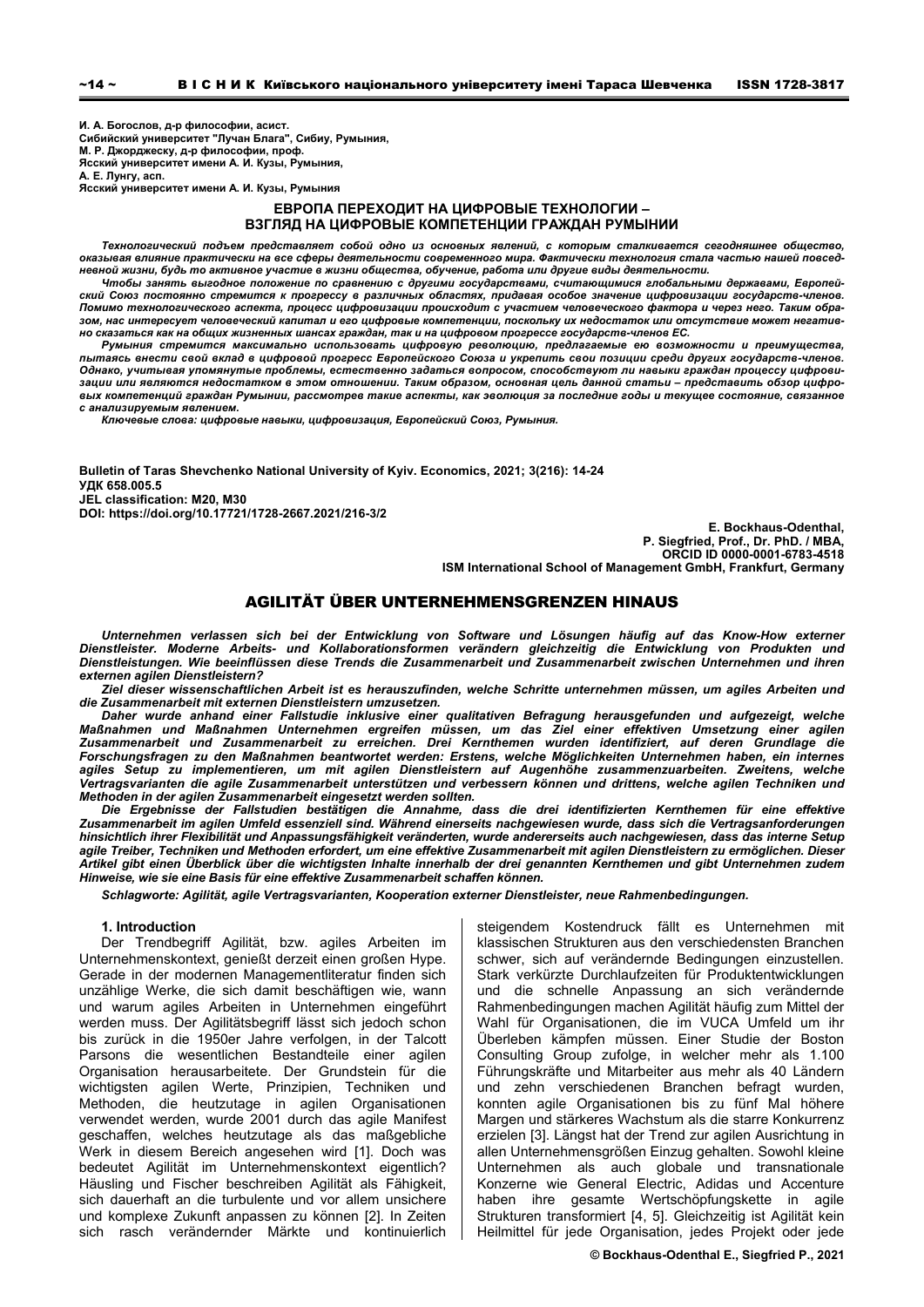**И. А. Богослов, д-р философии, асист.**
**Сибийский университет "Лучан Блага", Сибиу, Румыния,**
**М. Р. Джорджеску, д-р философии, проф.**
**Ясский университет имени А. И. Кузы, Румыния,**
**А. Е. Лунгу, асп.**
**Ясский университет имени А. И. Кузы, Румыния**

## ЕВРОПА ПЕРЕХОДИТ НА ЦИФРОВЫЕ ТЕХНОЛОГИИ – ВЗГЛЯД НА ЦИФРОВЫЕ КОМПЕТЕНЦИИ ГРАЖДАН РУМЫНИИ

***Технологический подъем представляет собой одно из основных явлений, с которым сталкивается сегодняшнее общество, оказывая влияние практически на все сферы деятельности современного мира. Фактически технология стала частью нашей повседневной жизни, будь то активное участие в жизни общества, обучение, работа или другие виды деятельности.***

***Чтобы занять выгодное положение по сравнению с другими государствами, считающимися глобальными державами, Европейский Союз постоянно стремится к прогрессу в различных областях, придавая особое значение цифровизации государств-членов. Помимо технологического аспекта, процесс цифровизации происходит с участием человеческого фактора и через него. Таким образом, нас интересует человеческий капитал и его цифровые компетенции, поскольку их недостаток или отсутствие может негативно сказаться как на общих жизненных шансах граждан, так и на цифровом прогрессе государств-членов ЕС.***

***Румыния стремится максимально использовать цифровую революцию, предлагаемые ею возможности и преимущества, пытаясь внести свой вклад в цифровой прогресс Европейского Союза и укрепить свои позиции среди других государств-членов. Однако, учитывая упомянутые проблемы, естественно задаться вопросом, способствуют ли навыки граждан процессу цифровизации или являются недостатком в этом отношении. Таким образом, основная цель данной статьи – представить обзор цифровых компетенций граждан Румынии, рассмотрев такие аспекты, как эволюция за последние годы и текущее состояние, связанное с анализируемым явлением.***

***Ключевые слова: цифровые навыки, цифровизация, Европейский Союз, Румыния.***

**Bulletin of Taras Shevchenko National University of Kyiv. Economics, 2021; 3(216): 14-24**
**УДК 658.005.5**
**JEL classification: M20, M30**
**DOI: https://doi.org/10.17721/1728-2667.2021/216-3/2**

**E. Bockhaus-Odenthal,**
**P. Siegfried, Prof., Dr. PhD. / MBA,**
**ORCID ID 0000-0001-6783-4518**
**ISM International School of Management GmbH, Frankfurt, Germany**

## AGILITÄT ÜBER UNTERNEHMENSGRENZEN HINAUS

***Unternehmen verlassen sich bei der Entwicklung von Software und Lösungen häufig auf das Know-How externer Dienstleister. Moderne Arbeits- und Kollaborationsformen verändern gleichzeitig die Entwicklung von Produkten und Dienstleistungen. Wie beeinflussen diese Trends die Zusammenarbeit und Zusammenarbeit zwischen Unternehmen und ihren externen agilen Dienstleistern?***

***Ziel dieser wissenschaftlichen Arbeit ist es herauszufinden, welche Schritte unternehmen müssen, um agiles Arbeiten und die Zusammenarbeit mit externen Dienstleistern umzusetzen.***

***Daher wurde anhand einer Fallstudie inklusive einer qualitativen Befragung herausgefunden und aufgezeigt, welche Maßnahmen und Maßnahmen Unternehmen ergreifen müssen, um das Ziel einer effektiven Umsetzung einer agilen Zusammenarbeit und Zusammenarbeit zu erreichen. Drei Kernthemen wurden identifiziert, auf deren Grundlage die Forschungsfragen zu den Maßnahmen beantwortet werden: Erstens, welche Möglichkeiten Unternehmen haben, ein internes agiles Setup zu implementieren, um mit agilen Dienstleistern auf Augenhöhe zusammenzuarbeiten. Zweitens, welche Vertragsvarianten die agile Zusammenarbeit unterstützen und verbessern können und drittens, welche agilen Techniken und Methoden in der agilen Zusammenarbeit eingesetzt werden sollten.***

***Die Ergebnisse der Fallstudien bestätigen die Annahme, dass die drei identifizierten Kernthemen für eine effektive Zusammenarbeit im agilen Umfeld essenziell sind. Während einerseits nachgewiesen wurde, dass sich die Vertragsanforderungen hinsichtlich ihrer Flexibilität und Anpassungsfähigkeit veränderten, wurde andererseits auch nachgewiesen, dass das interne Setup agile Treiber, Techniken und Methoden erfordert, um eine effektive Zusammenarbeit mit agilen Dienstleistern zu ermöglichen. Dieser Artikel gibt einen Überblick über die wichtigsten Inhalte innerhalb der drei genannten Kernthemen und gibt Unternehmen zudem Hinweise, wie sie eine Basis für eine effektive Zusammenarbeit schaffen können.***

***Schlagworte: Agilität, agile Vertragsvarianten, Kooperation externer Dienstleister, neue Rahmenbedingungen.***

### 1. Introduction

Der Trendbegriff Agilität, bzw. agiles Arbeiten im Unternehmenskontext, genießt derzeit einen großen Hype. Gerade in der modernen Managementliteratur finden sich unzählige Werke, die sich damit beschäftigen wie, wann und warum agiles Arbeiten in Unternehmen eingeführt werden muss. Der Agilitätsbegriff lässt sich jedoch schon bis zurück in die 1950er Jahre verfolgen, in der Talcott Parsons die wesentlichen Bestandteile einer agilen Organisation herausarbeitete. Der Grundstein für die wichtigsten agilen Werte, Prinzipien, Techniken und Methoden, die heutzutage in agilen Organisationen verwendet werden, wurde 2001 durch das agile Manifest geschaffen, welches heutzutage als das maßgebliche Werk in diesem Bereich angesehen wird [1]. Doch was bedeutet Agilität im Unternehmenskontext eigentlich? Häusling und Fischer beschreiben Agilität als Fähigkeit, sich dauerhaft an die turbulente und vor allem unsichere und komplexe Zukunft anpassen zu können [2]. In Zeiten sich rasch verändernder Märkte und kontinuierlich steigendem Kostendruck fällt es Unternehmen mit klassischen Strukturen aus den verschiedensten Branchen schwer, sich auf verändernde Bedingungen einzustellen. Stark verkürzte Durchlaufzeiten für Produktentwicklungen und die schnelle Anpassung an sich verändernde Rahmenbedingungen machen Agilität häufig zum Mittel der Wahl für Organisationen, die im VUCA Umfeld um ihr Überleben kämpfen müssen. Einer Studie der Boston Consulting Group zufolge, in welcher mehr als 1.100 Führungskräfte und Mitarbeiter aus mehr als 40 Ländern und zehn verschiedenen Branchen befragt wurden, konnten agile Organisationen bis zu fünf Mal höhere Margen und stärkeres Wachstum als die starre Konkurrenz erzielen [3]. Längst hat der Trend zur agilen Ausrichtung in allen Unternehmensgrößen Einzug gehalten. Sowohl kleine Unternehmen als auch globale und transnationale Konzerne wie General Electric, Adidas und Accenture haben ihre gesamte Wertschöpfungskette in agile Strukturen transformiert [4, 5]. Gleichzeitig ist Agilität kein Heilmittel für jede Organisation, jedes Projekt oder jede

© Bockhaus-Odenthal E., Siegfried P., 2021